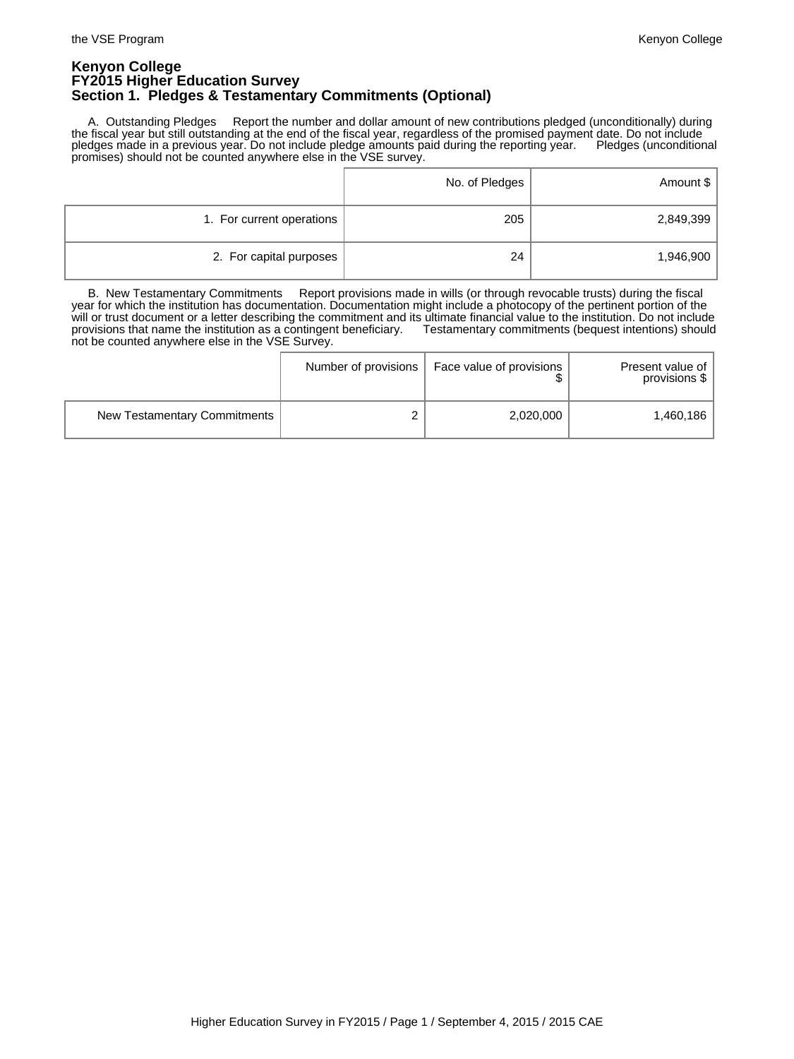# Kenyon College
## FY2015 Higher Education Survey
## Section 1. Pledges & Testamentary Commitments (Optional)

A. Outstanding Pledges  Report the number and dollar amount of new contributions pledged (unconditionally) during the fiscal year but still outstanding at the end of the fiscal year, regardless of the promised payment date. Do not include pledges made in a previous year. Do not include pledge amounts paid during the reporting year.  Pledges (unconditional promises) should not be counted anywhere else in the VSE survey.

| | No. of Pledges | Amount $ |
|---|---|---|
| 1. For current operations | 205 | 2,849,399 |
| 2. For capital purposes | 24 | 1,946,900 |

B. New Testamentary Commitments  Report provisions made in wills (or through revocable trusts) during the fiscal year for which the institution has documentation. Documentation might include a photocopy of the pertinent portion of the will or trust document or a letter describing the commitment and its ultimate financial value to the institution. Do not include provisions that name the institution as a contingent beneficiary.  Testamentary commitments (bequest intentions) should not be counted anywhere else in the VSE Survey.

| | Number of provisions | Face value of provisions $ | Present value of provisions $ |
|---|---|---|---|
| New Testamentary Commitments | 2 | 2,020,000 | 1,460,186 |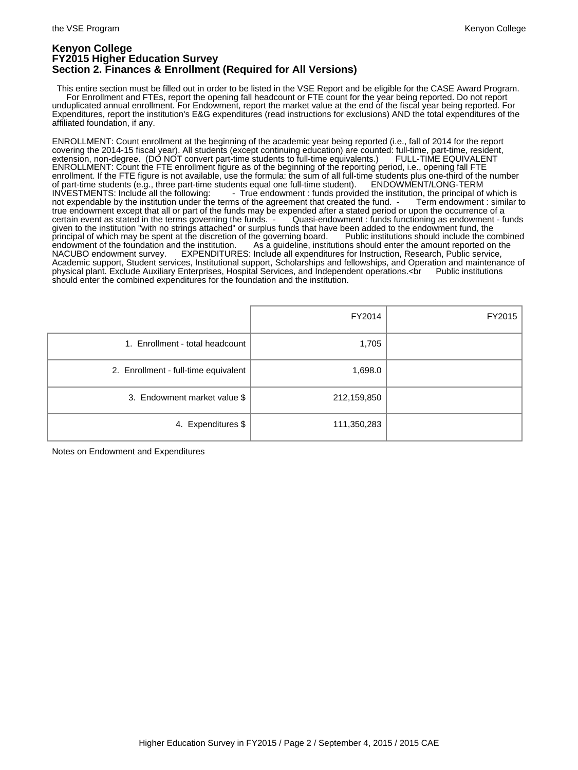# Kenyon College
## FY2015 Higher Education Survey
## Section 2. Finances & Enrollment (Required for All Versions)

This entire section must be filled out in order to be listed in the VSE Report and be eligible for the CASE Award Program. For Enrollment and FTEs, report the opening fall headcount or FTE count for the year being reported. Do not report unduplicated annual enrollment. For Endowment, report the market value at the end of the fiscal year being reported. For Expenditures, report the institution's E&G expenditures (read instructions for exclusions) AND the total expenditures of the affiliated foundation, if any.

ENROLLMENT: Count enrollment at the beginning of the academic year being reported (i.e., fall of 2014 for the report covering the 2014-15 fiscal year). All students (except continuing education) are counted: full-time, part-time, resident, extension, non-degree. (DO NOT convert part-time students to full-time equivalents.) FULL-TIME EQUIVALENT ENROLLMENT: Count the FTE enrollment figure as of the beginning of the reporting period, i.e., opening fall FTE enrollment. If the FTE figure is not available, use the formula: the sum of all full-time students plus one-third of the number of part-time students (e.g., three part-time students equal one full-time student). ENDOWMENT/LONG-TERM INVESTMENTS: Include all the following: - True endowment : funds provided the institution, the principal of which is not expendable by the institution under the terms of the agreement that created the fund. - Term endowment : similar to true endowment except that all or part of the funds may be expended after a stated period or upon the occurrence of a certain event as stated in the terms governing the funds. - Quasi-endowment : funds functioning as endowment - funds given to the institution "with no strings attached" or surplus funds that have been added to the endowment fund, the principal of which may be spent at the discretion of the governing board. Public institutions should include the combined endowment of the foundation and the institution. As a guideline, institutions should enter the amount reported on the NACUBO endowment survey. EXPENDITURES: Include all expenditures for Instruction, Research, Public service, Academic support, Student services, Institutional support, Scholarships and fellowships, and Operation and maintenance of physical plant. Exclude Auxiliary Enterprises, Hospital Services, and Independent operations.<br Public institutions should enter the combined expenditures for the foundation and the institution.

| | FY2014 | FY2015 |
|---|---|---|
| 1. Enrollment - total headcount | 1,705 | |
| 2. Enrollment - full-time equivalent | 1,698.0 | |
| 3. Endowment market value $ | 212,159,850 | |
| 4. Expenditures $ | 111,350,283 | |

Notes on Endowment and Expenditures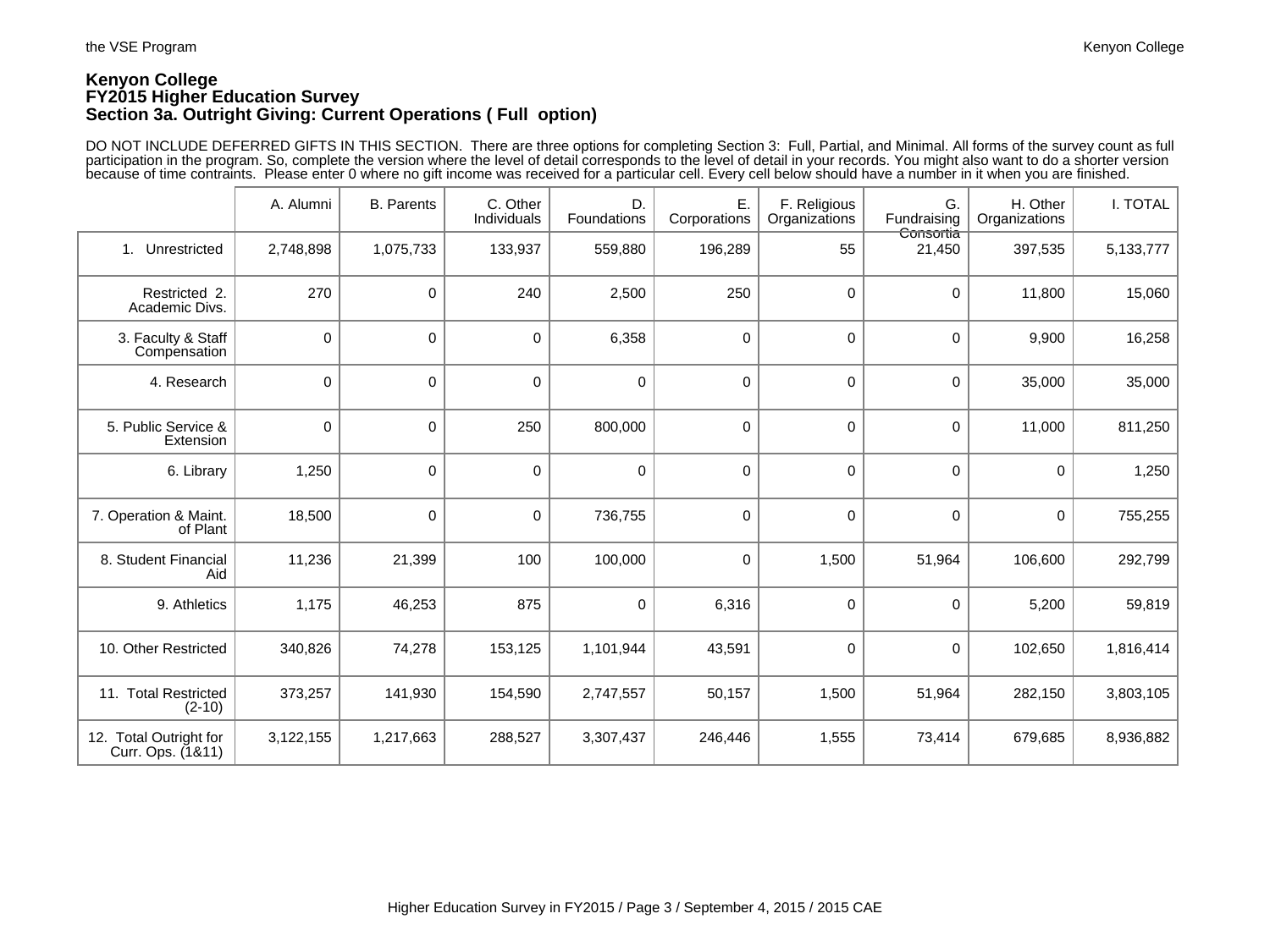**Kenyon College**
**FY2015 Higher Education Survey**
**Section 3a. Outright Giving: Current Operations ( Full option)**

DO NOT INCLUDE DEFERRED GIFTS IN THIS SECTION. There are three options for completing Section 3: Full, Partial, and Minimal. All forms of the survey count as full participation in the program. So, complete the version where the level of detail corresponds to the level of detail in your records. You might also want to do a shorter version because of time contraints. Please enter 0 where no gift income was received for a particular cell. Every cell below should have a number in it when you are finished.

| | A. Alumni | B. Parents | C. Other Individuals | D. Foundations | E. Corporations | F. Religious Organizations | G. Fundraising Consortia | H. Other Organizations | I. TOTAL |
|---|---|---|---|---|---|---|---|---|---|
| 1. Unrestricted | 2,748,898 | 1,075,733 | 133,937 | 559,880 | 196,289 | 55 | 21,450 | 397,535 | 5,133,777 |
| Restricted 2. Academic Divs. | 270 | 0 | 240 | 2,500 | 250 | 0 | 0 | 11,800 | 15,060 |
| 3. Faculty & Staff Compensation | 0 | 0 | 0 | 6,358 | 0 | 0 | 0 | 9,900 | 16,258 |
| 4. Research | 0 | 0 | 0 | 0 | 0 | 0 | 0 | 35,000 | 35,000 |
| 5. Public Service & Extension | 0 | 0 | 250 | 800,000 | 0 | 0 | 0 | 11,000 | 811,250 |
| 6. Library | 1,250 | 0 | 0 | 0 | 0 | 0 | 0 | 0 | 1,250 |
| 7. Operation & Maint. of Plant | 18,500 | 0 | 0 | 736,755 | 0 | 0 | 0 | 0 | 755,255 |
| 8. Student Financial Aid | 11,236 | 21,399 | 100 | 100,000 | 0 | 1,500 | 51,964 | 106,600 | 292,799 |
| 9. Athletics | 1,175 | 46,253 | 875 | 0 | 6,316 | 0 | 0 | 5,200 | 59,819 |
| 10. Other Restricted | 340,826 | 74,278 | 153,125 | 1,101,944 | 43,591 | 0 | 0 | 102,650 | 1,816,414 |
| 11. Total Restricted (2-10) | 373,257 | 141,930 | 154,590 | 2,747,557 | 50,157 | 1,500 | 51,964 | 282,150 | 3,803,105 |
| 12. Total Outright for Curr. Ops. (1&11) | 3,122,155 | 1,217,663 | 288,527 | 3,307,437 | 246,446 | 1,555 | 73,414 | 679,685 | 8,936,882 |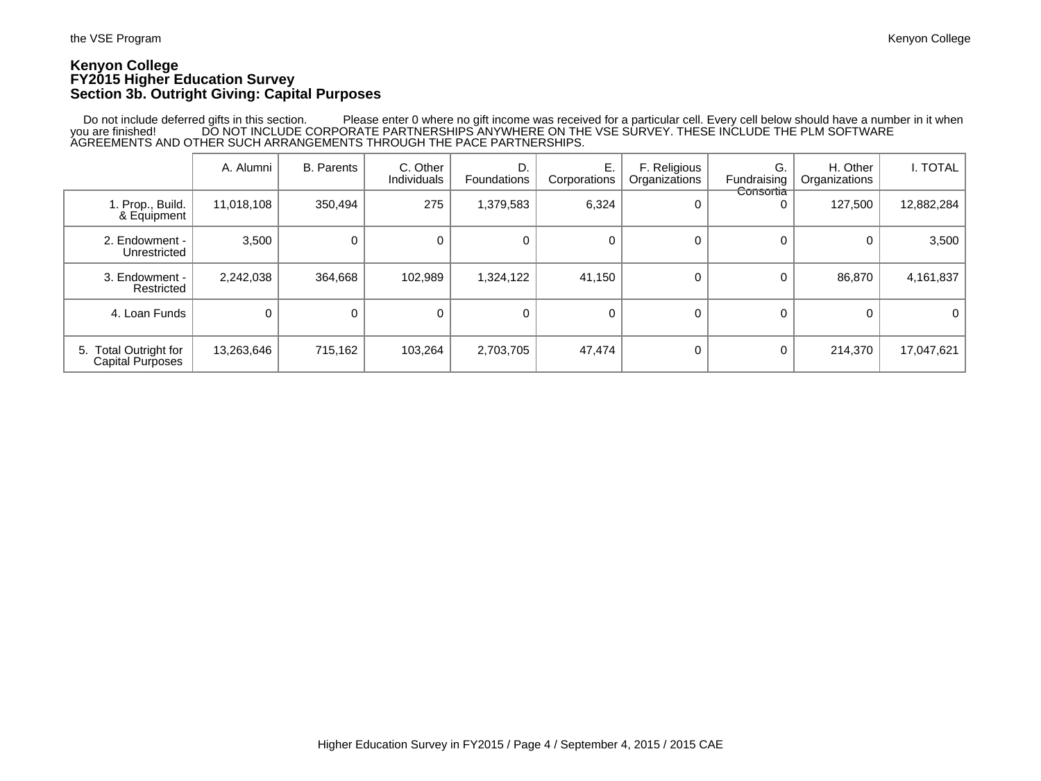**Kenyon College**
**FY2015 Higher Education Survey**
**Section 3b. Outright Giving: Capital Purposes**

Do not include deferred gifts in this section. Please enter 0 where no gift income was received for a particular cell. Every cell below should have a number in it when you are finished! DO NOT INCLUDE CORPORATE PARTNERSHIPS ANYWHERE ON THE VSE SURVEY. THESE INCLUDE THE PLM SOFTWARE AGREEMENTS AND OTHER SUCH ARRANGEMENTS THROUGH THE PACE PARTNERSHIPS.

| | A. Alumni | B. Parents | C. Other Individuals | D. Foundations | E. Corporations | F. Religious Organizations | G. Fundraising Consortia | H. Other Organizations | I. TOTAL |
|---|---|---|---|---|---|---|---|---|---|
| 1. Prop., Build. & Equipment | 11,018,108 | 350,494 | 275 | 1,379,583 | 6,324 | 0 | 0 | 127,500 | 12,882,284 |
| 2. Endowment - Unrestricted | 3,500 | 0 | 0 | 0 | 0 | 0 | 0 | 0 | 3,500 |
| 3. Endowment - Restricted | 2,242,038 | 364,668 | 102,989 | 1,324,122 | 41,150 | 0 | 0 | 86,870 | 4,161,837 |
| 4. Loan Funds | 0 | 0 | 0 | 0 | 0 | 0 | 0 | 0 | 0 |
| 5. Total Outright for Capital Purposes | 13,263,646 | 715,162 | 103,264 | 2,703,705 | 47,474 | 0 | 0 | 214,370 | 17,047,621 |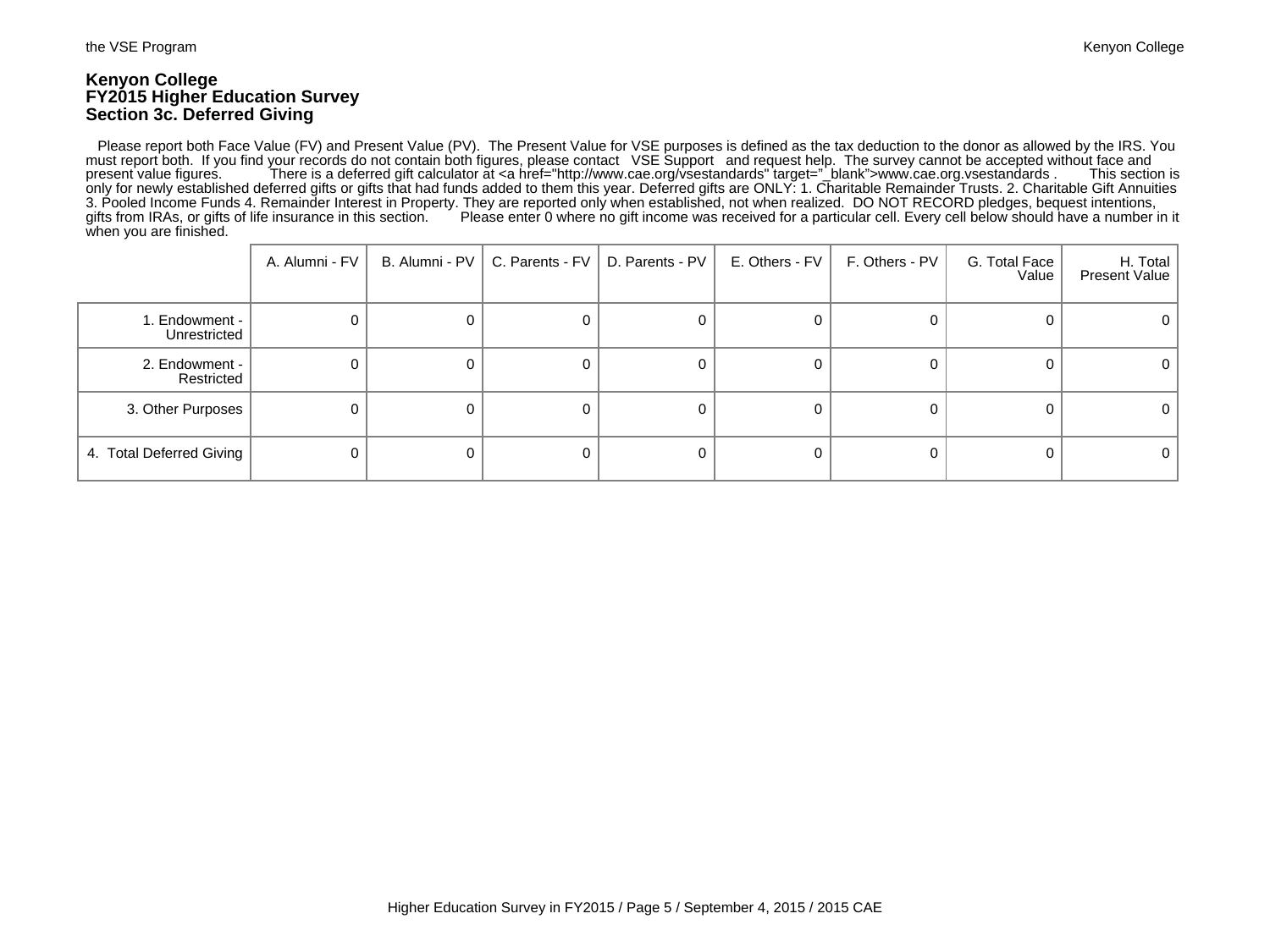# Kenyon College
## FY2015 Higher Education Survey
## Section 3c. Deferred Giving

Please report both Face Value (FV) and Present Value (PV). The Present Value for VSE purposes is defined as the tax deduction to the donor as allowed by the IRS. You must report both. If you find your records do not contain both figures, please contact VSE Support and request help. The survey cannot be accepted without face and present value figures. There is a deferred gift calculator at <a href="http://www.cae.org/vsestandards" target="_blank">www.cae.org.vsestandards . This section is only for newly established deferred gifts or gifts that had funds added to them this year. Deferred gifts are ONLY: 1. Charitable Remainder Trusts. 2. Charitable Gift Annuities 3. Pooled Income Funds 4. Remainder Interest in Property. They are reported only when established, not when realized. DO NOT RECORD pledges, bequest intentions, gifts from IRAs, or gifts of life insurance in this section. Please enter 0 where no gift income was received for a particular cell. Every cell below should have a number in it when you are finished.

| | A. Alumni - FV | B. Alumni - PV | C. Parents - FV | D. Parents - PV | E. Others - FV | F. Others - PV | G. Total Face Value | H. Total Present Value |
|---|---|---|---|---|---|---|---|---|
| 1. Endowment - Unrestricted | 0 | 0 | 0 | 0 | 0 | 0 | 0 | 0 |
| 2. Endowment - Restricted | 0 | 0 | 0 | 0 | 0 | 0 | 0 | 0 |
| 3. Other Purposes | 0 | 0 | 0 | 0 | 0 | 0 | 0 | 0 |
| 4. Total Deferred Giving | 0 | 0 | 0 | 0 | 0 | 0 | 0 | 0 |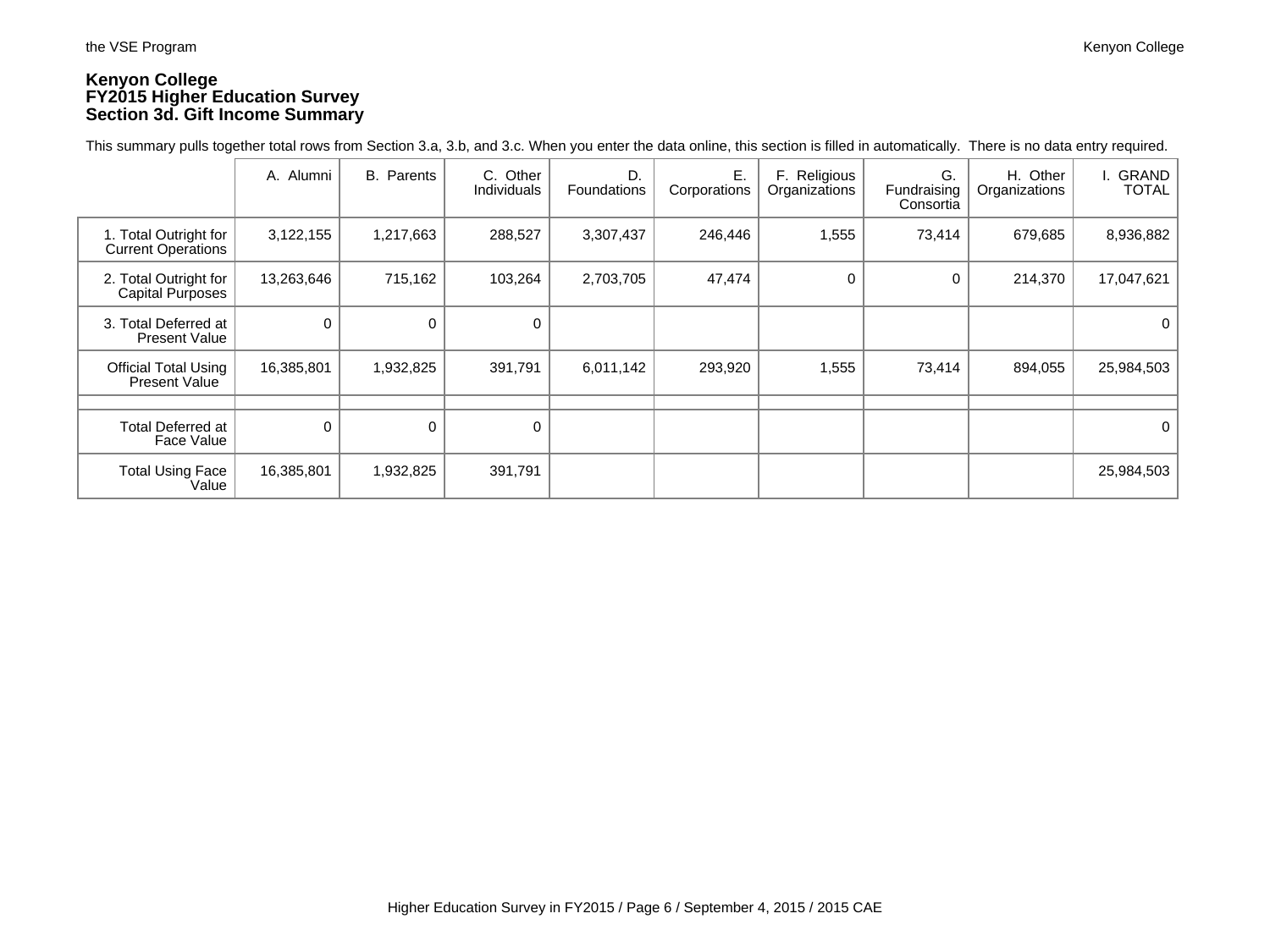**Kenyon College**
**FY2015 Higher Education Survey**
**Section 3d. Gift Income Summary**

This summary pulls together total rows from Section 3.a, 3.b, and 3.c. When you enter the data online, this section is filled in automatically. There is no data entry required.

| | A. Alumni | B. Parents | C. Other Individuals | D. Foundations | E. Corporations | F. Religious Organizations | G. Fundraising Consortia | H. Other Organizations | I. GRAND TOTAL |
|---|---|---|---|---|---|---|---|---|---|
| 1. Total Outright for Current Operations | 3,122,155 | 1,217,663 | 288,527 | 3,307,437 | 246,446 | 1,555 | 73,414 | 679,685 | 8,936,882 |
| 2. Total Outright for Capital Purposes | 13,263,646 | 715,162 | 103,264 | 2,703,705 | 47,474 | 0 | 0 | 214,370 | 17,047,621 |
| 3. Total Deferred at Present Value | 0 | 0 | 0 | | | | | | 0 |
| Official Total Using Present Value | 16,385,801 | 1,932,825 | 391,791 | 6,011,142 | 293,920 | 1,555 | 73,414 | 894,055 | 25,984,503 |
| | | | | | | | | | |
| Total Deferred at Face Value | 0 | 0 | 0 | | | | | | 0 |
| Total Using Face Value | 16,385,801 | 1,932,825 | 391,791 | | | | | | 25,984,503 |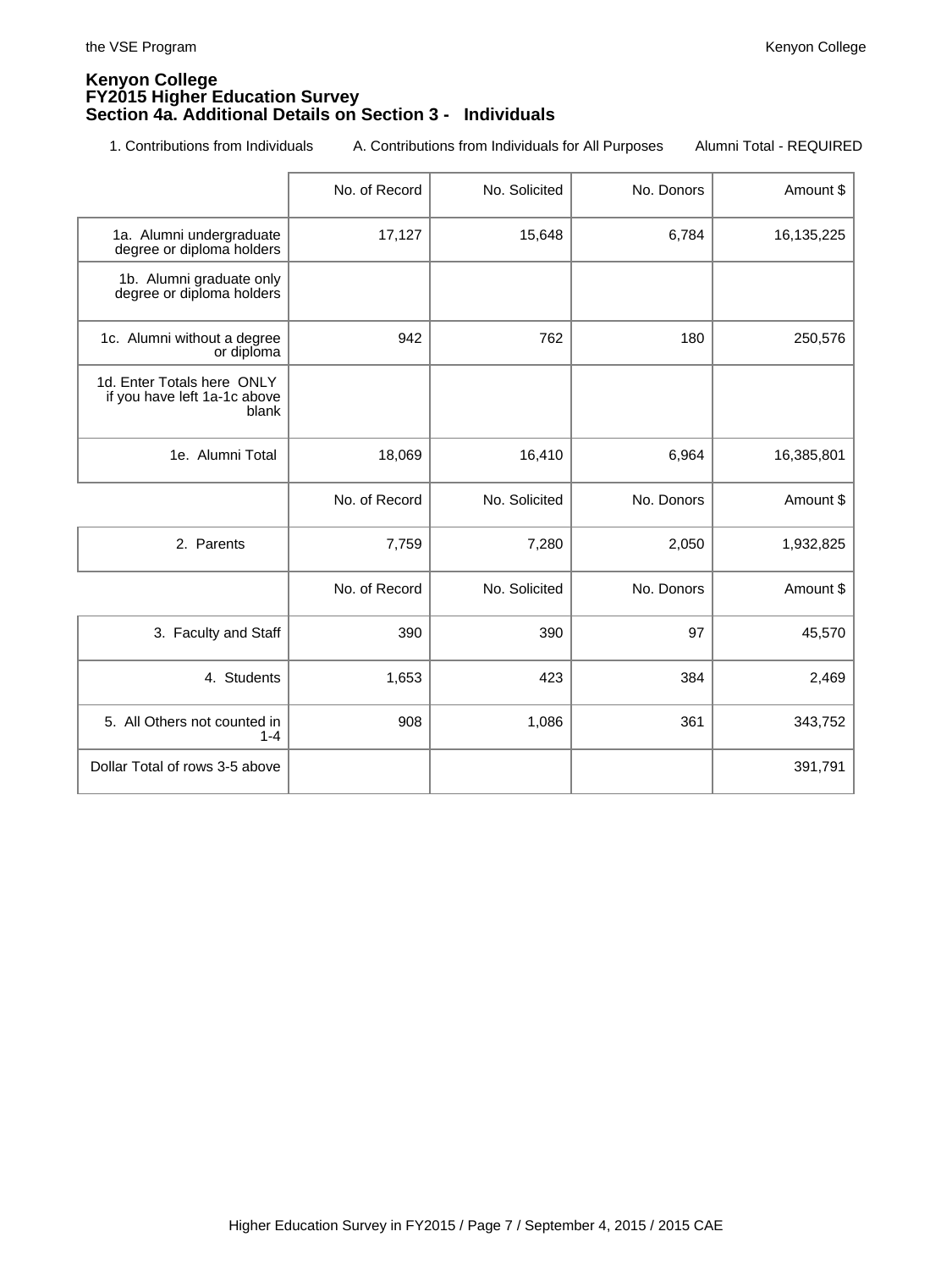**Kenyon College**
**FY2015 Higher Education Survey**
**Section 4a. Additional Details on Section 3 - Individuals**

1. Contributions from Individuals    A. Contributions from Individuals for All Purposes    Alumni Total - REQUIRED

| | No. of Record | No. Solicited | No. Donors | Amount $ |
|---|---|---|---|---|
| 1a. Alumni undergraduate degree or diploma holders | 17,127 | 15,648 | 6,784 | 16,135,225 |
| 1b. Alumni graduate only degree or diploma holders | | | | |
| 1c. Alumni without a degree or diploma | 942 | 762 | 180 | 250,576 |
| 1d. Enter Totals here ONLY if you have left 1a-1c above blank | | | | |
| 1e. Alumni Total | 18,069 | 16,410 | 6,964 | 16,385,801 |
| | No. of Record | No. Solicited | No. Donors | Amount $ |
| 2. Parents | 7,759 | 7,280 | 2,050 | 1,932,825 |
| | No. of Record | No. Solicited | No. Donors | Amount $ |
| 3. Faculty and Staff | 390 | 390 | 97 | 45,570 |
| 4. Students | 1,653 | 423 | 384 | 2,469 |
| 5. All Others not counted in 1-4 | 908 | 1,086 | 361 | 343,752 |
| Dollar Total of rows 3-5 above | | | | 391,791 |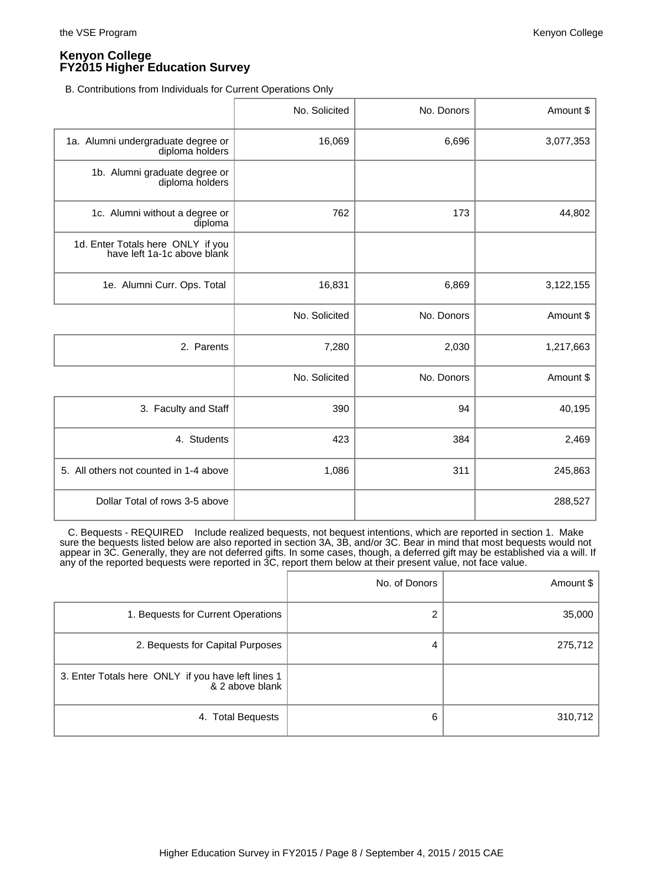**Kenyon College**
**FY2015 Higher Education Survey**

B. Contributions from Individuals for Current Operations Only

| | No. Solicited | No. Donors | Amount $ |
|---|---|---|---|
| 1a. Alumni undergraduate degree or diploma holders | 16,069 | 6,696 | 3,077,353 |
| 1b. Alumni graduate degree or diploma holders | | | |
| 1c. Alumni without a degree or diploma | 762 | 173 | 44,802 |
| 1d. Enter Totals here ONLY if you have left 1a-1c above blank | | | |
| 1e. Alumni Curr. Ops. Total | 16,831 | 6,869 | 3,122,155 |

| | No. Solicited | No. Donors | Amount $ |
|---|---|---|---|
| 2. Parents | 7,280 | 2,030 | 1,217,663 |

| | No. Solicited | No. Donors | Amount $ |
|---|---|---|---|
| 3. Faculty and Staff | 390 | 94 | 40,195 |
| 4. Students | 423 | 384 | 2,469 |
| 5. All others not counted in 1-4 above | 1,086 | 311 | 245,863 |
| Dollar Total of rows 3-5 above | | | 288,527 |

C. Bequests - REQUIRED Include realized bequests, not bequest intentions, which are reported in section 1. Make sure the bequests listed below are also reported in section 3A, 3B, and/or 3C. Bear in mind that most bequests would not appear in 3C. Generally, they are not deferred gifts. In some cases, though, a deferred gift may be established via a will. If any of the reported bequests were reported in 3C, report them below at their present value, not face value.

| | No. of Donors | Amount $ |
|---|---|---|
| 1. Bequests for Current Operations | 2 | 35,000 |
| 2. Bequests for Capital Purposes | 4 | 275,712 |
| 3. Enter Totals here ONLY if you have left lines 1 & 2 above blank | | |
| 4. Total Bequests | 6 | 310,712 |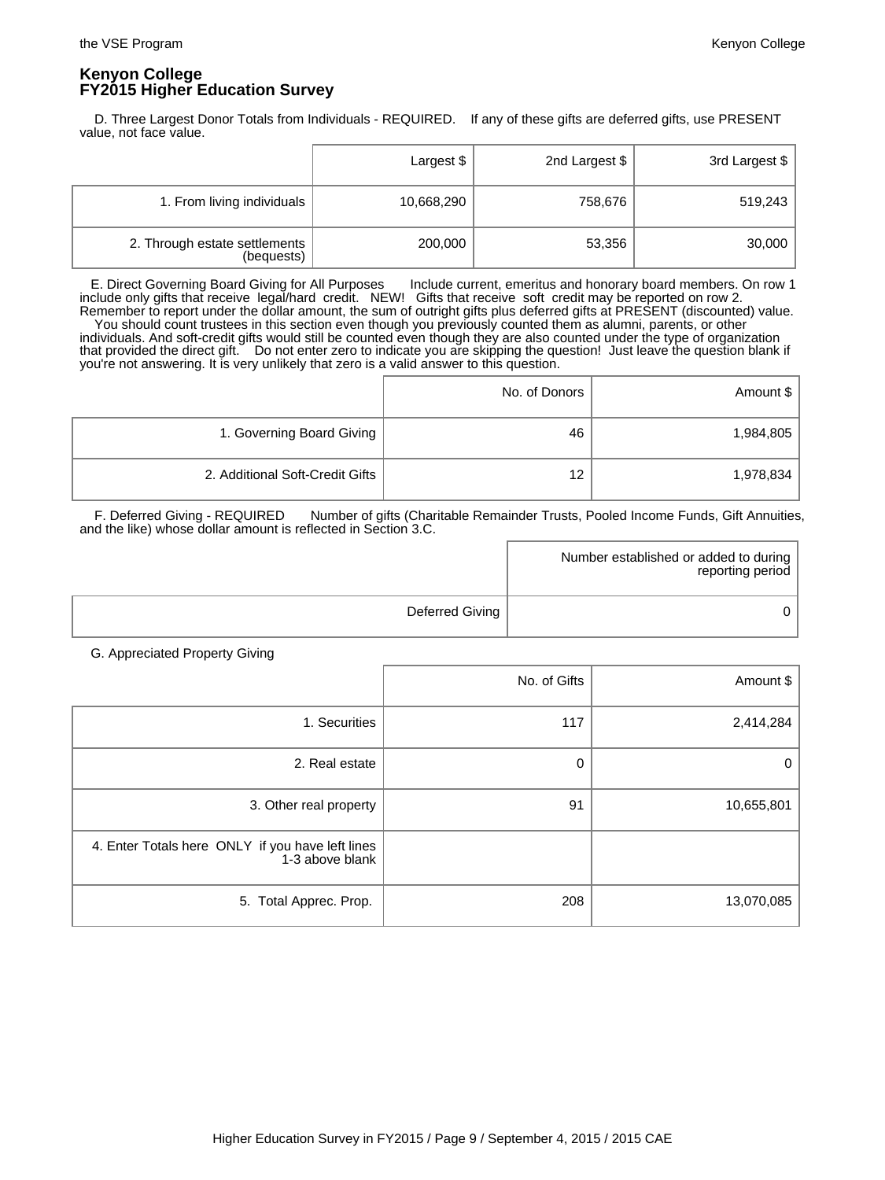# Kenyon College
## FY2015 Higher Education Survey

D. Three Largest Donor Totals from Individuals - REQUIRED. If any of these gifts are deferred gifts, use PRESENT value, not face value.

| | Largest $ | 2nd Largest $ | 3rd Largest $ |
|---|---|---|---|
| 1. From living individuals | 10,668,290 | 758,676 | 519,243 |
| 2. Through estate settlements (bequests) | 200,000 | 53,356 | 30,000 |

E. Direct Governing Board Giving for All Purposes Include current, emeritus and honorary board members. On row 1 include only gifts that receive legal/hard credit. NEW! Gifts that receive soft credit may be reported on row 2. Remember to report under the dollar amount, the sum of outright gifts plus deferred gifts at PRESENT (discounted) value. You should count trustees in this section even though you previously counted them as alumni, parents, or other individuals. And soft-credit gifts would still be counted even though they are also counted under the type of organization that provided the direct gift. Do not enter zero to indicate you are skipping the question! Just leave the question blank if you're not answering. It is very unlikely that zero is a valid answer to this question.

| | No. of Donors | Amount $ |
|---|---|---|
| 1. Governing Board Giving | 46 | 1,984,805 |
| 2. Additional Soft-Credit Gifts | 12 | 1,978,834 |

F. Deferred Giving - REQUIRED Number of gifts (Charitable Remainder Trusts, Pooled Income Funds, Gift Annuities, and the like) whose dollar amount is reflected in Section 3.C.

| | Number established or added to during reporting period |
|---|---|
| Deferred Giving | 0 |

G. Appreciated Property Giving

| | No. of Gifts | Amount $ |
|---|---|---|
| 1. Securities | 117 | 2,414,284 |
| 2. Real estate | 0 | 0 |
| 3. Other real property | 91 | 10,655,801 |
| 4. Enter Totals here ONLY if you have left lines 1-3 above blank | | |
| 5. Total Apprec. Prop. | 208 | 13,070,085 |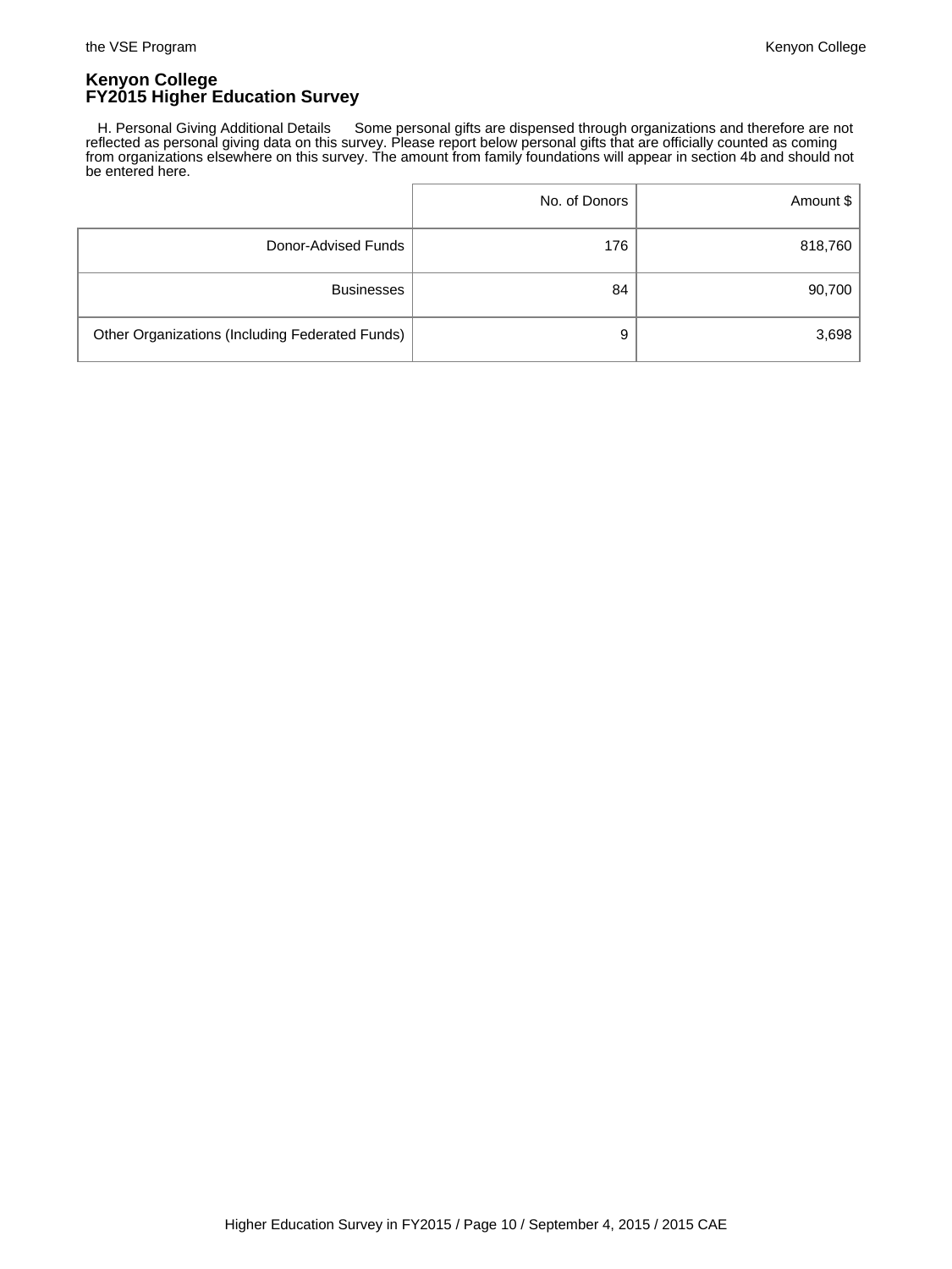**Kenyon College**
**FY2015 Higher Education Survey**

H. Personal Giving Additional Details Some personal gifts are dispensed through organizations and therefore are not reflected as personal giving data on this survey. Please report below personal gifts that are officially counted as coming from organizations elsewhere on this survey. The amount from family foundations will appear in section 4b and should not be entered here.

| | No. of Donors | Amount $ |
|---|---|---|
| Donor-Advised Funds | 176 | 818,760 |
| Businesses | 84 | 90,700 |
| Other Organizations (Including Federated Funds) | 9 | 3,698 |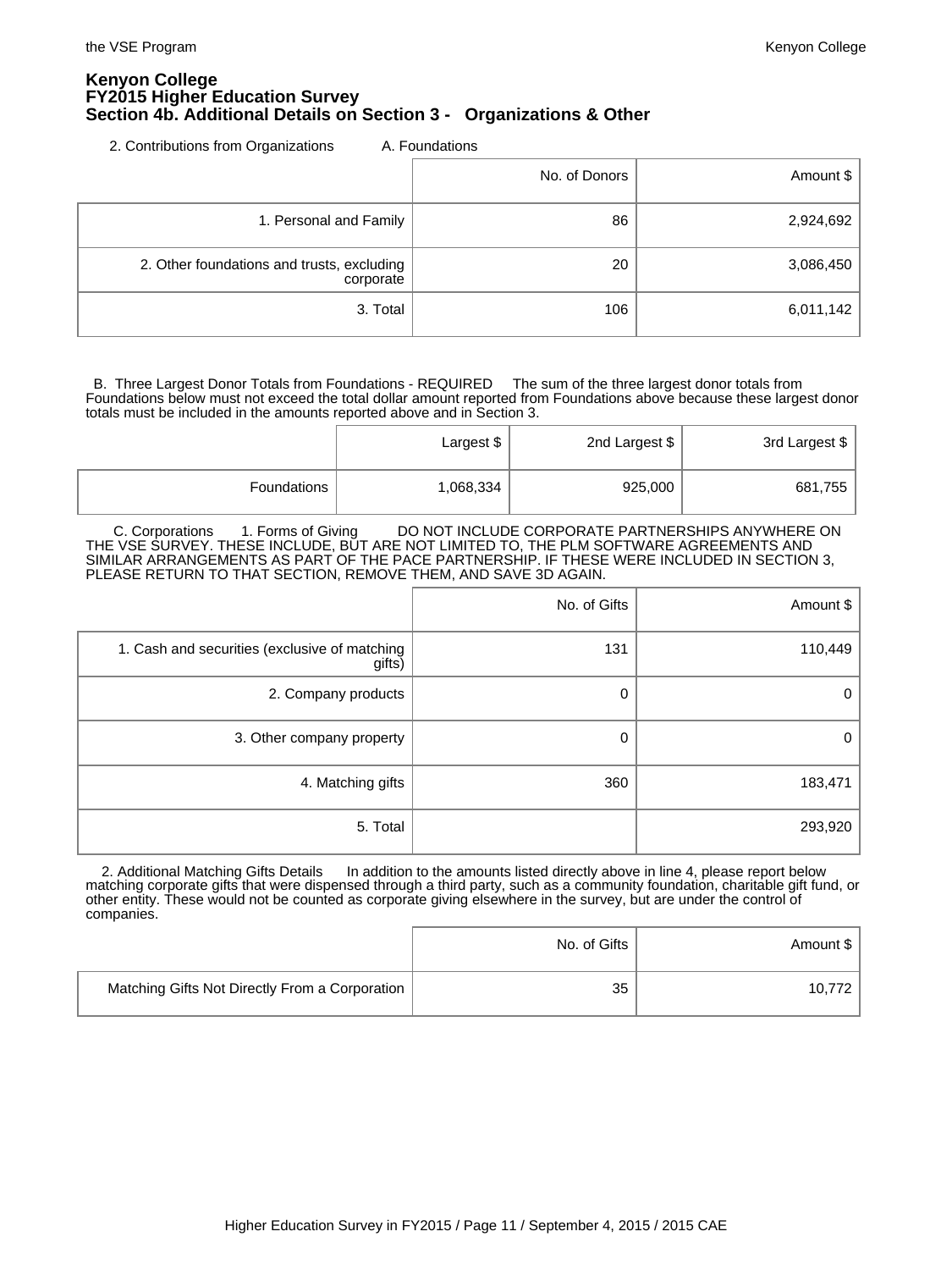# Kenyon College
## FY2015 Higher Education Survey
## Section 4b. Additional Details on Section 3 - Organizations & Other

2. Contributions from Organizations A. Foundations

| | No. of Donors | Amount $ |
|---|---|---|
| 1. Personal and Family | 86 | 2,924,692 |
| 2. Other foundations and trusts, excluding corporate | 20 | 3,086,450 |
| 3. Total | 106 | 6,011,142 |

B. Three Largest Donor Totals from Foundations - REQUIRED The sum of the three largest donor totals from Foundations below must not exceed the total dollar amount reported from Foundations above because these largest donor totals must be included in the amounts reported above and in Section 3.

| | Largest $ | 2nd Largest $ | 3rd Largest $ |
|---|---|---|---|
| Foundations | 1,068,334 | 925,000 | 681,755 |

C. Corporations 1. Forms of Giving DO NOT INCLUDE CORPORATE PARTNERSHIPS ANYWHERE ON THE VSE SURVEY. THESE INCLUDE, BUT ARE NOT LIMITED TO, THE PLM SOFTWARE AGREEMENTS AND SIMILAR ARRANGEMENTS AS PART OF THE PACE PARTNERSHIP. IF THESE WERE INCLUDED IN SECTION 3, PLEASE RETURN TO THAT SECTION, REMOVE THEM, AND SAVE 3D AGAIN.

| | No. of Gifts | Amount $ |
|---|---|---|
| 1. Cash and securities (exclusive of matching gifts) | 131 | 110,449 |
| 2. Company products | 0 | 0 |
| 3. Other company property | 0 | 0 |
| 4. Matching gifts | 360 | 183,471 |
| 5. Total | | 293,920 |

2. Additional Matching Gifts Details In addition to the amounts listed directly above in line 4, please report below matching corporate gifts that were dispensed through a third party, such as a community foundation, charitable gift fund, or other entity. These would not be counted as corporate giving elsewhere in the survey, but are under the control of companies.

| | No. of Gifts | Amount $ |
|---|---|---|
| Matching Gifts Not Directly From a Corporation | 35 | 10,772 |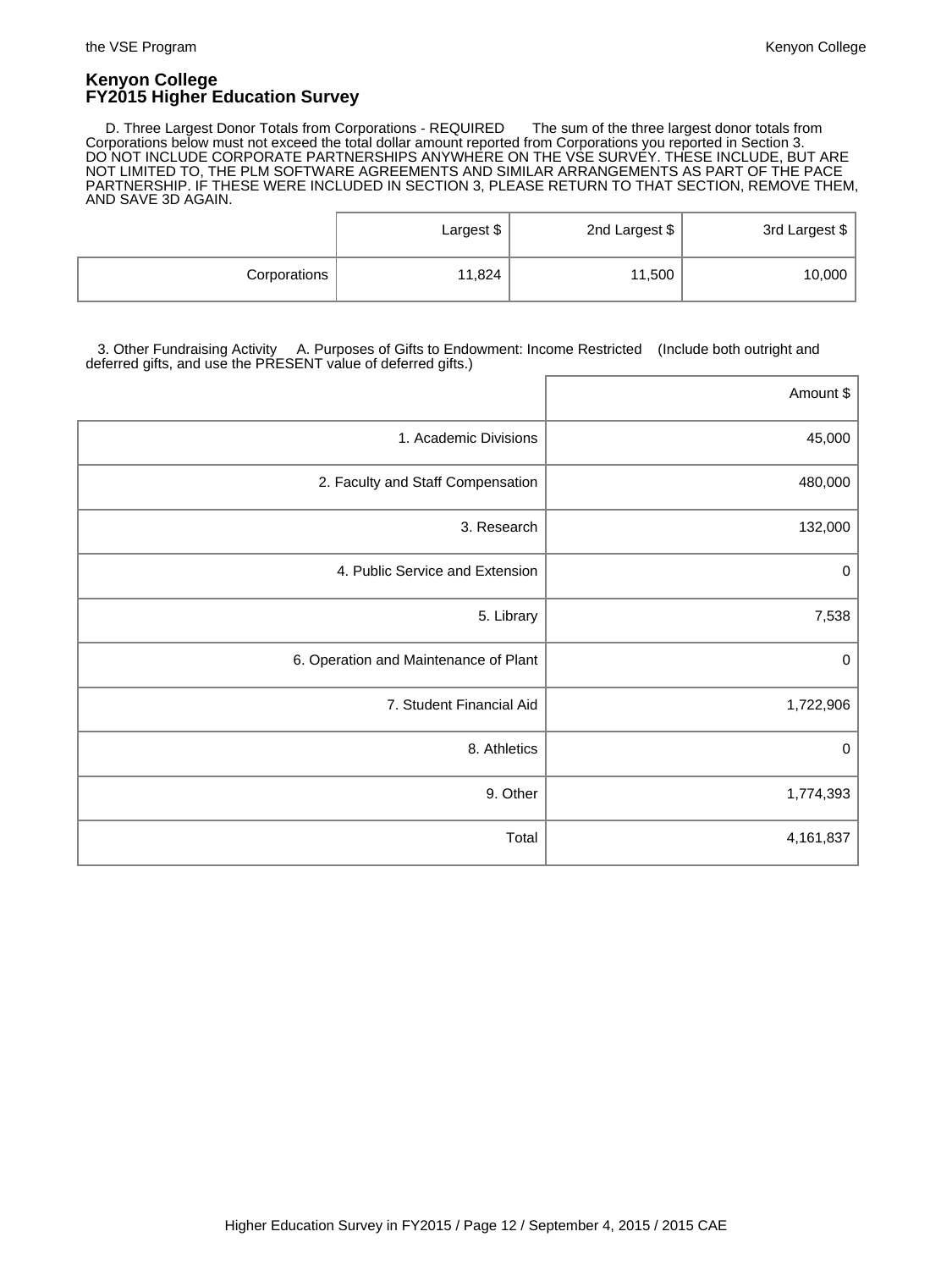**Kenyon College**
**FY2015 Higher Education Survey**

D. Three Largest Donor Totals from Corporations - REQUIRED The sum of the three largest donor totals from Corporations below must not exceed the total dollar amount reported from Corporations you reported in Section 3. DO NOT INCLUDE CORPORATE PARTNERSHIPS ANYWHERE ON THE VSE SURVEY. THESE INCLUDE, BUT ARE NOT LIMITED TO, THE PLM SOFTWARE AGREEMENTS AND SIMILAR ARRANGEMENTS AS PART OF THE PACE PARTNERSHIP. IF THESE WERE INCLUDED IN SECTION 3, PLEASE RETURN TO THAT SECTION, REMOVE THEM, AND SAVE 3D AGAIN.

| | Largest $ | 2nd Largest $ | 3rd Largest $ |
|---|---|---|---|
| Corporations | 11,824 | 11,500 | 10,000 |

3. Other Fundraising Activity A. Purposes of Gifts to Endowment: Income Restricted (Include both outright and deferred gifts, and use the PRESENT value of deferred gifts.)

| | Amount $ |
|---|---|
| 1. Academic Divisions | 45,000 |
| 2. Faculty and Staff Compensation | 480,000 |
| 3. Research | 132,000 |
| 4. Public Service and Extension | 0 |
| 5. Library | 7,538 |
| 6. Operation and Maintenance of Plant | 0 |
| 7. Student Financial Aid | 1,722,906 |
| 8. Athletics | 0 |
| 9. Other | 1,774,393 |
| Total | 4,161,837 |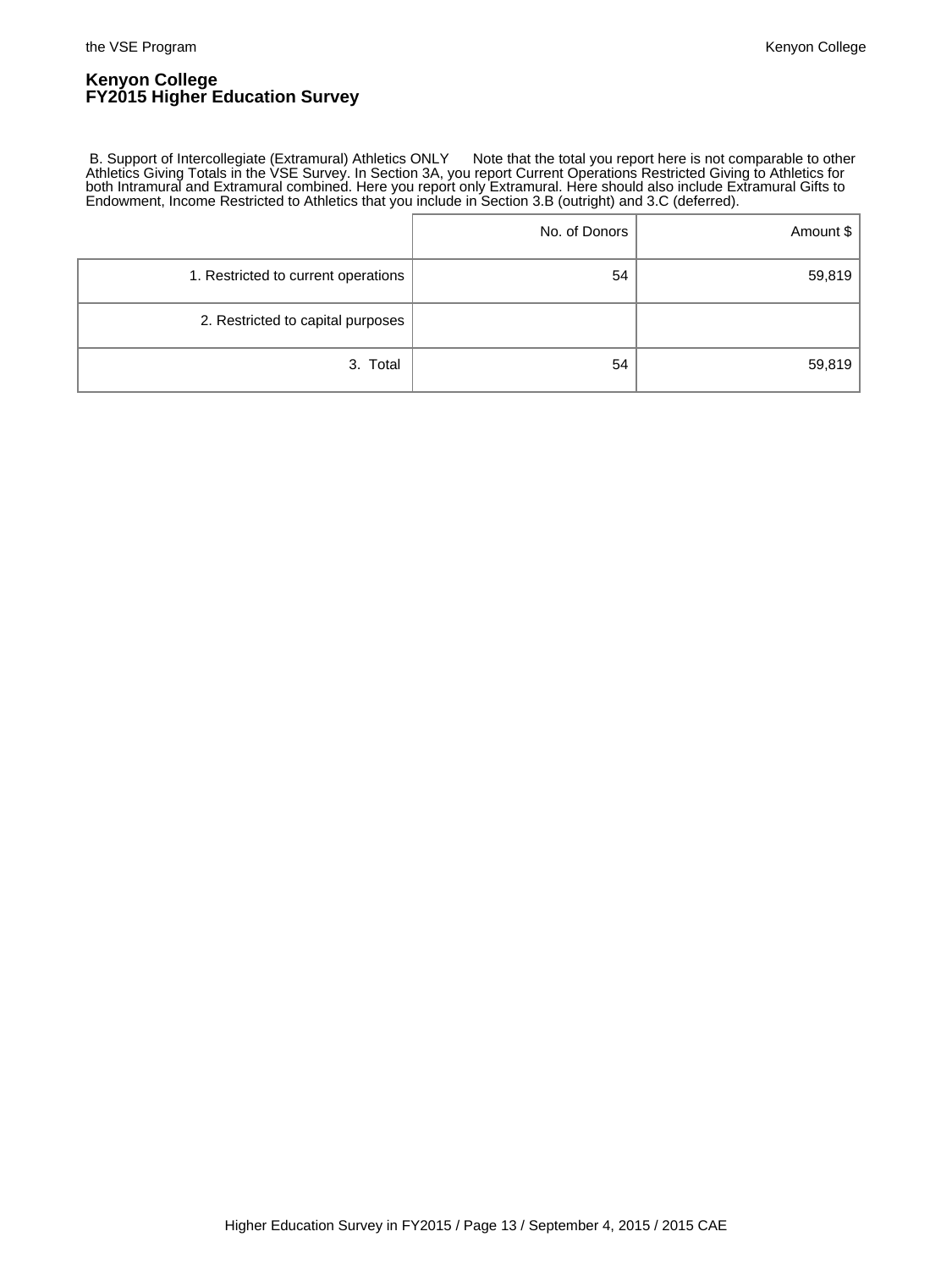## Kenyon College
## FY2015 Higher Education Survey

B. Support of Intercollegiate (Extramural) Athletics ONLY Note that the total you report here is not comparable to other Athletics Giving Totals in the VSE Survey. In Section 3A, you report Current Operations Restricted Giving to Athletics for both Intramural and Extramural combined. Here you report only Extramural. Here should also include Extramural Gifts to Endowment, Income Restricted to Athletics that you include in Section 3.B (outright) and 3.C (deferred).

| | No. of Donors | Amount $ |
|---|---|---|
| 1. Restricted to current operations | 54 | 59,819 |
| 2. Restricted to capital purposes | | |
| 3. Total | 54 | 59,819 |